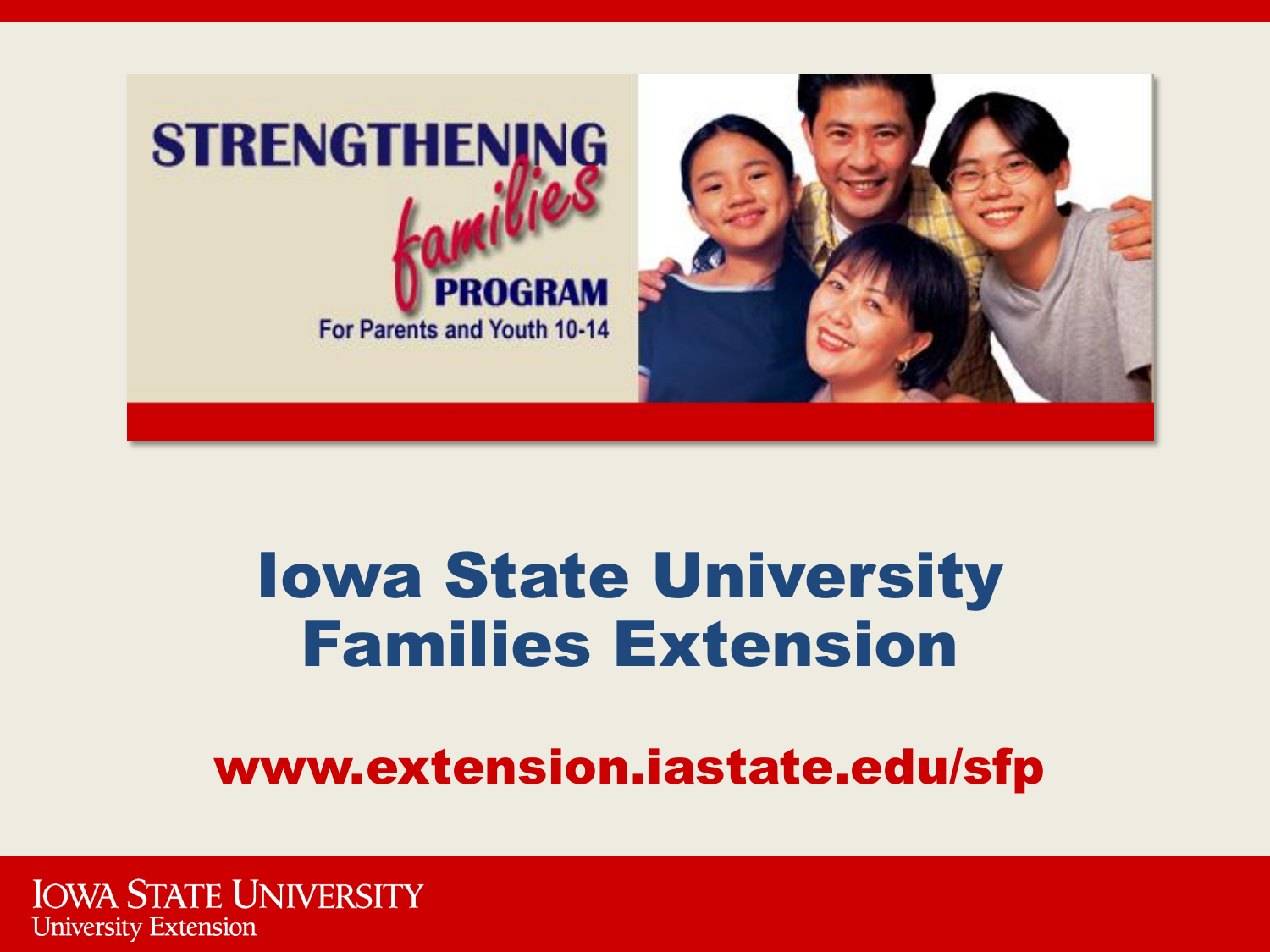STRENGTHENING *families* PROGRAM

For Parents and Youth 10-14

# Iowa State University Families Extension

**www.extension.iastate.edu/sfp**

IOWA STATE UNIVERSITY
University Extension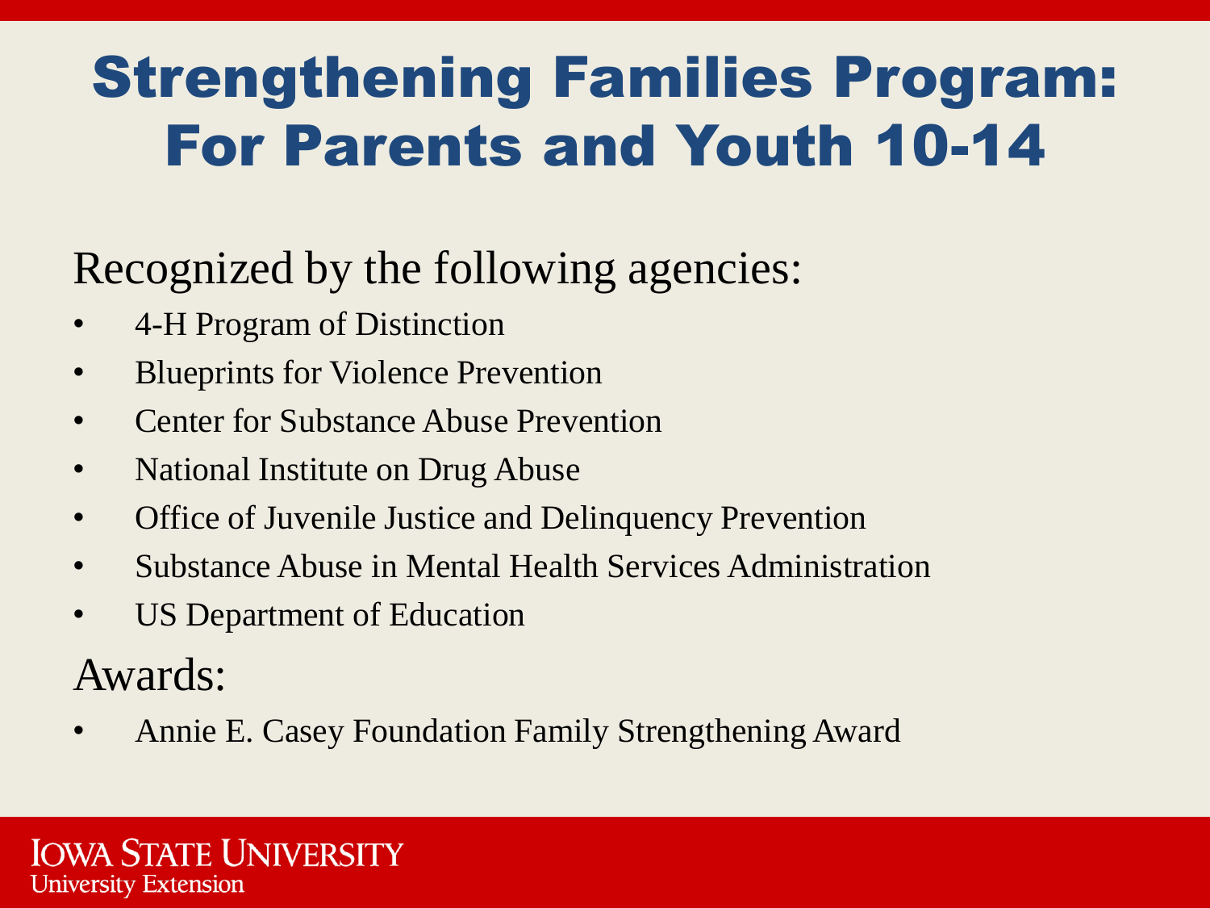# Strengthening Families Program: For Parents and Youth 10-14

Recognized by the following agencies:

- 4-H Program of Distinction
- Blueprints for Violence Prevention
- Center for Substance Abuse Prevention
- National Institute on Drug Abuse
- Office of Juvenile Justice and Delinquency Prevention
- Substance Abuse in Mental Health Services Administration
- US Department of Education

Awards:

- Annie E. Casey Foundation Family Strengthening Award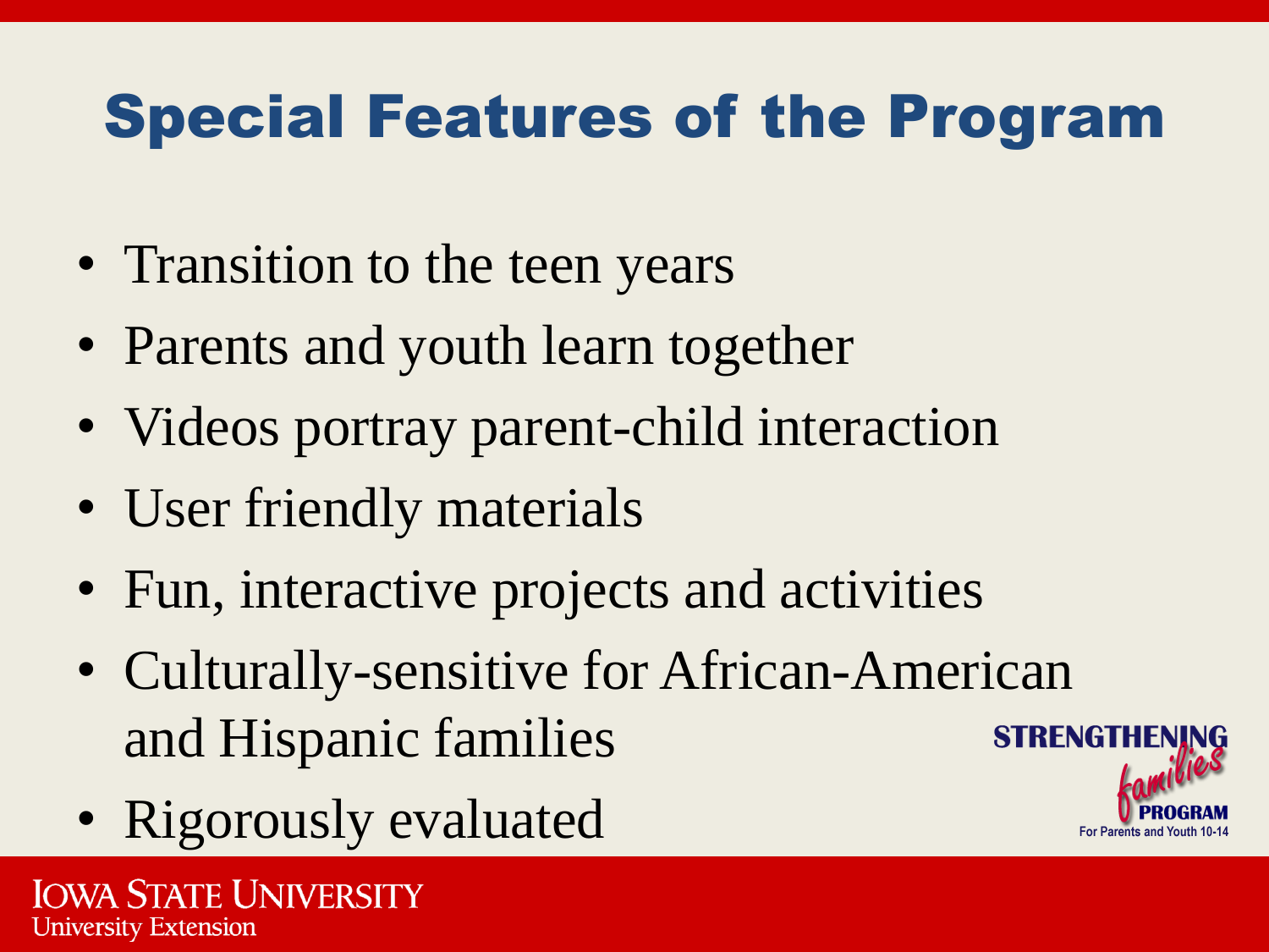# Special Features of the Program

- Transition to the teen years
- Parents and youth learn together
- Videos portray parent-child interaction
- User friendly materials
- Fun, interactive projects and activities
- Culturally-sensitive for African-American and Hispanic families
- Rigorously evaluated

STRENGTHENING *families* PROGRAM
For Parents and Youth 10-14

IOWA STATE UNIVERSITY
University Extension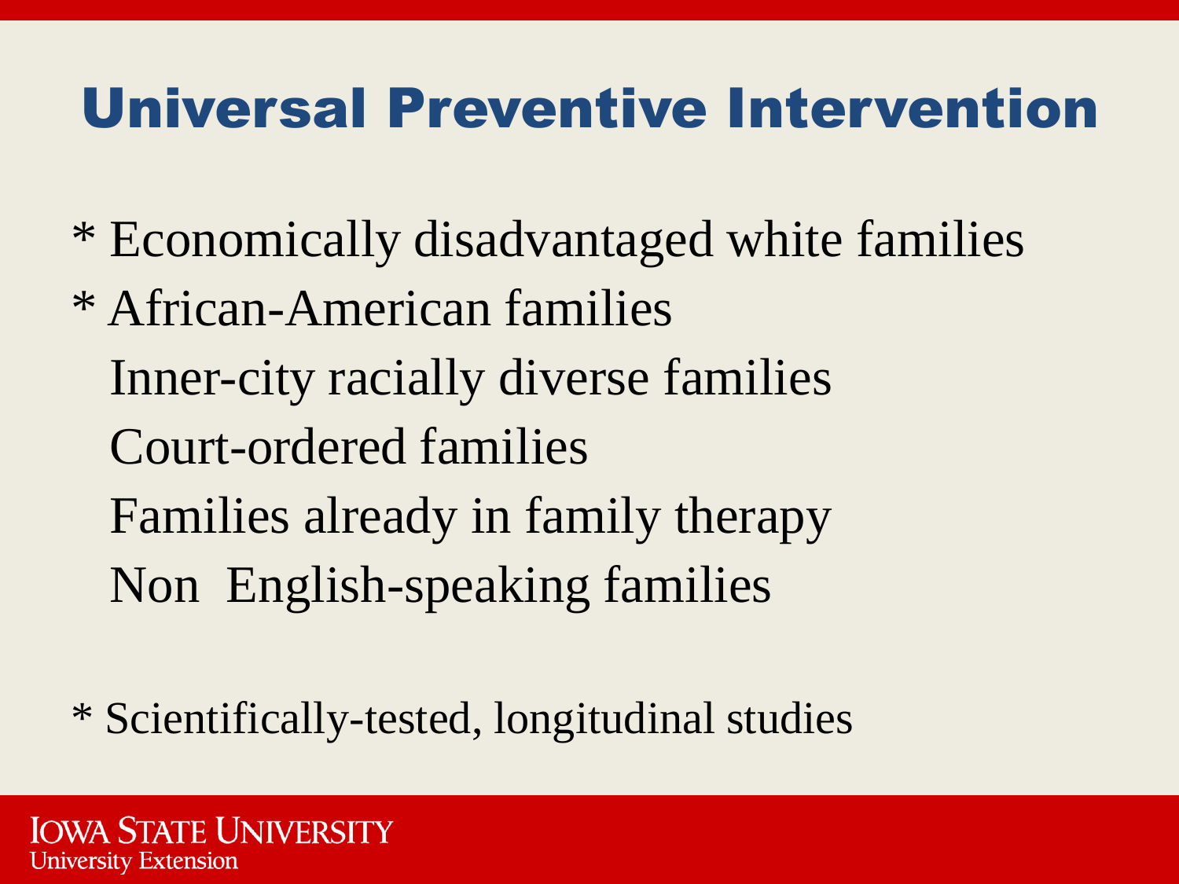# Universal Preventive Intervention

* Economically disadvantaged white families
* African-American families

  Inner-city racially diverse families

  Court-ordered families

  Families already in family therapy

  Non  English-speaking families

* Scientifically-tested, longitudinal studies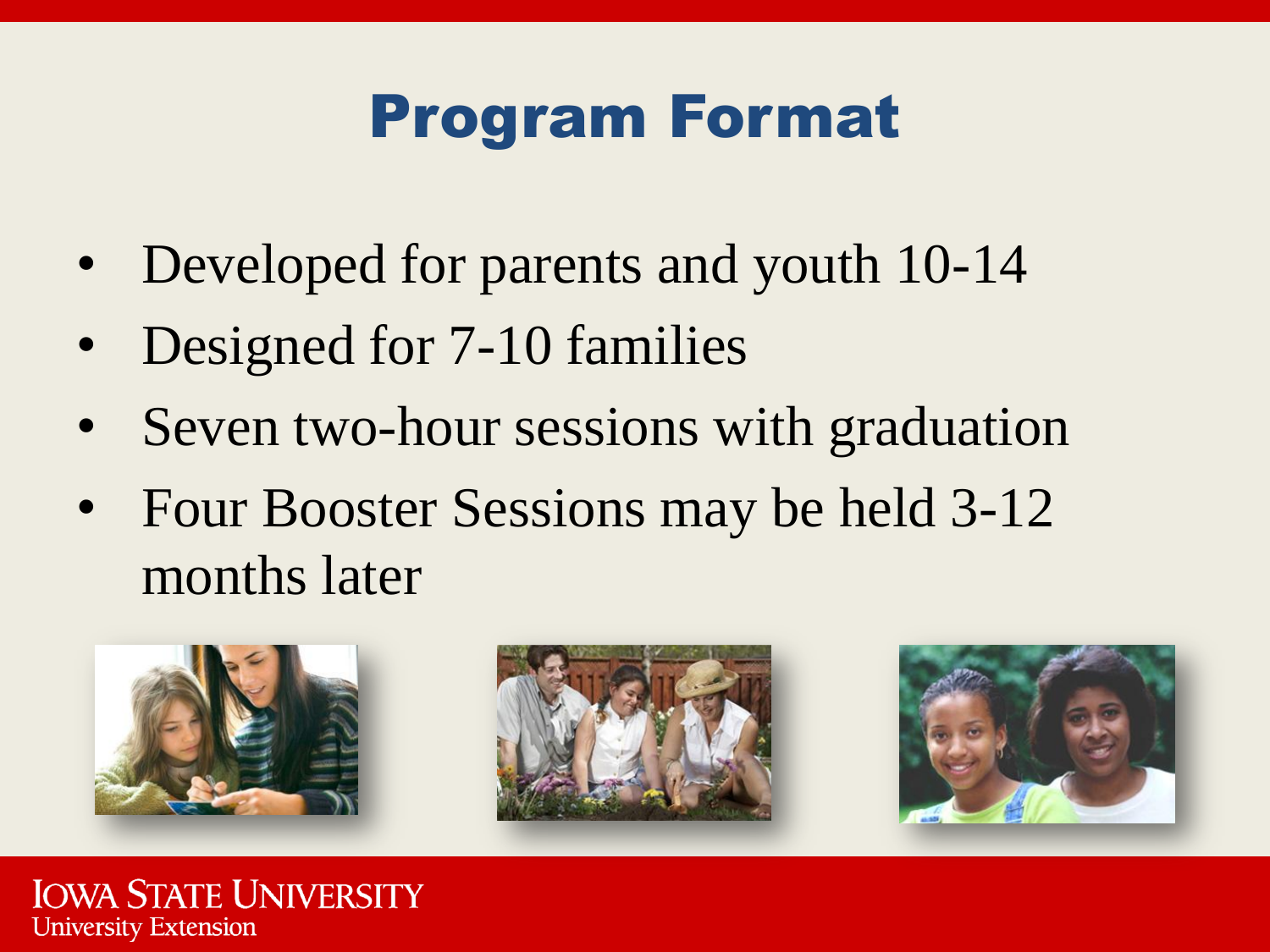# Program Format

- Developed for parents and youth 10-14
- Designed for 7-10 families
- Seven two-hour sessions with graduation
- Four Booster Sessions may be held 3-12 months later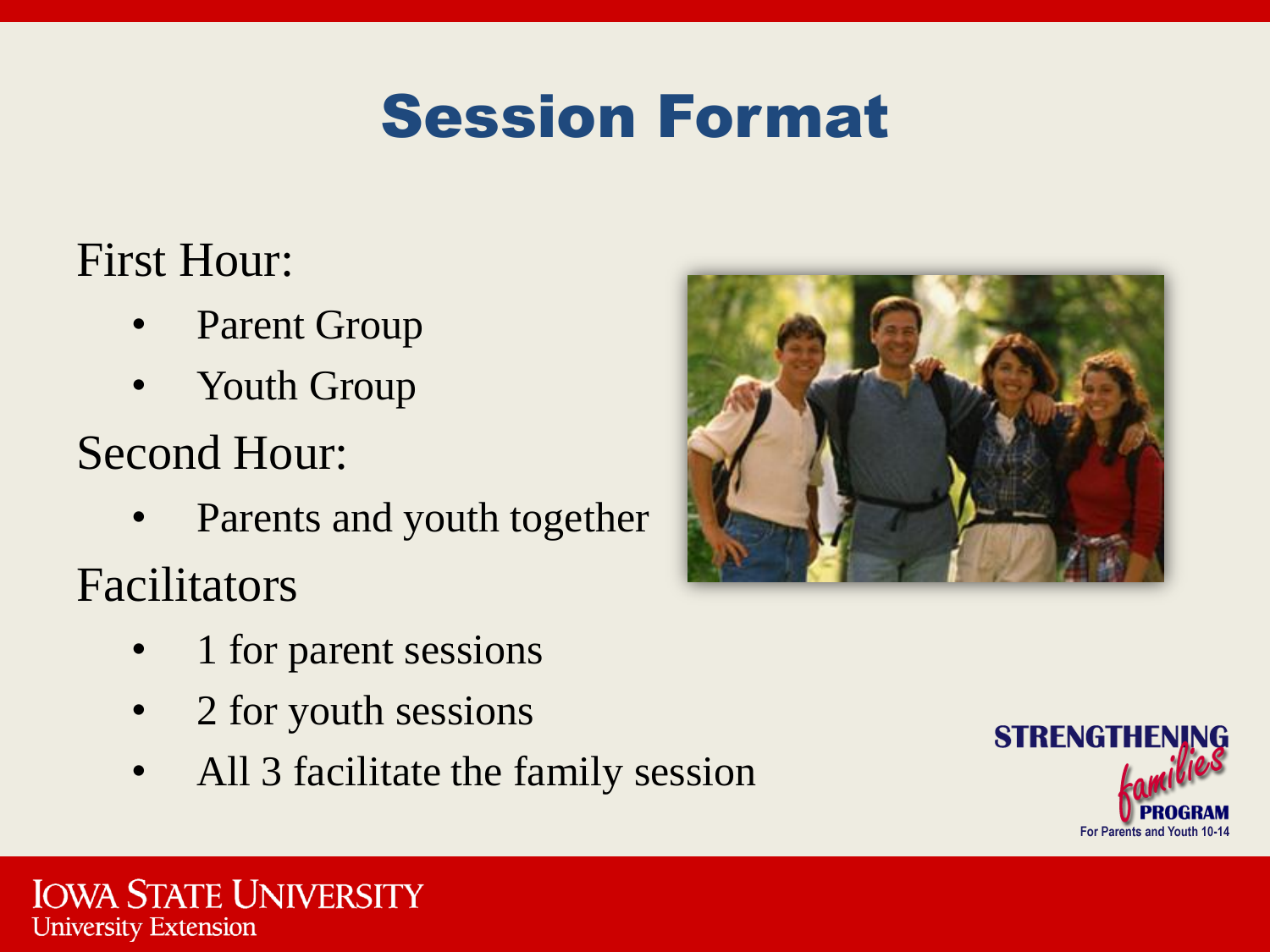# Session Format

First Hour:

- Parent Group
- Youth Group

Second Hour:

- Parents and youth together

Facilitators

- 1 for parent sessions
- 2 for youth sessions
- All 3 facilitate the family session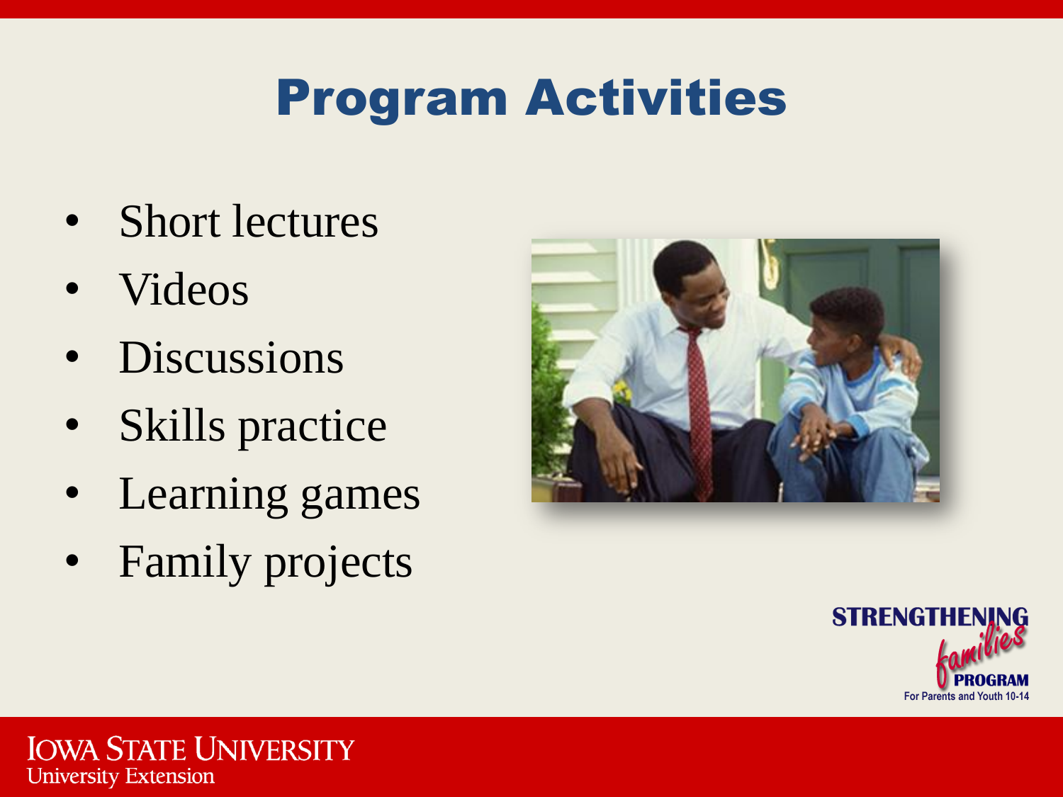# Program Activities

- Short lectures
- Videos
- Discussions
- Skills practice
- Learning games
- Family projects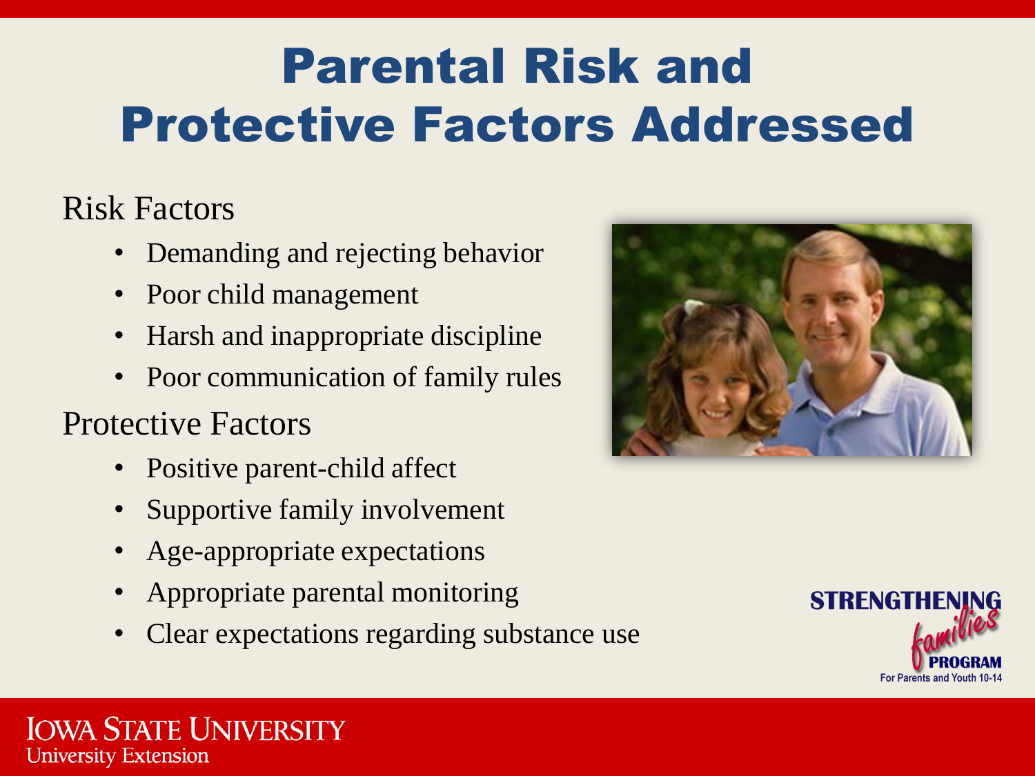# Parental Risk and Protective Factors Addressed

Risk Factors

- Demanding and rejecting behavior
- Poor child management
- Harsh and inappropriate discipline
- Poor communication of family rules

Protective Factors

- Positive parent-child affect
- Supportive family involvement
- Age-appropriate expectations
- Appropriate parental monitoring
- Clear expectations regarding substance use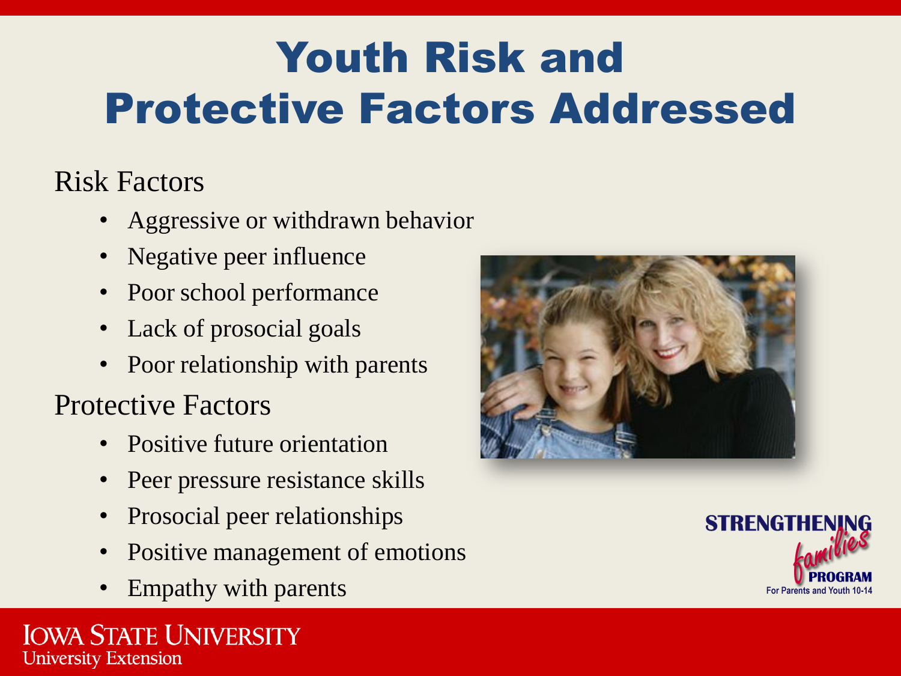# Youth Risk and Protective Factors Addressed

Risk Factors

- Aggressive or withdrawn behavior
- Negative peer influence
- Poor school performance
- Lack of prosocial goals
- Poor relationship with parents

Protective Factors

- Positive future orientation
- Peer pressure resistance skills
- Prosocial peer relationships
- Positive management of emotions
- Empathy with parents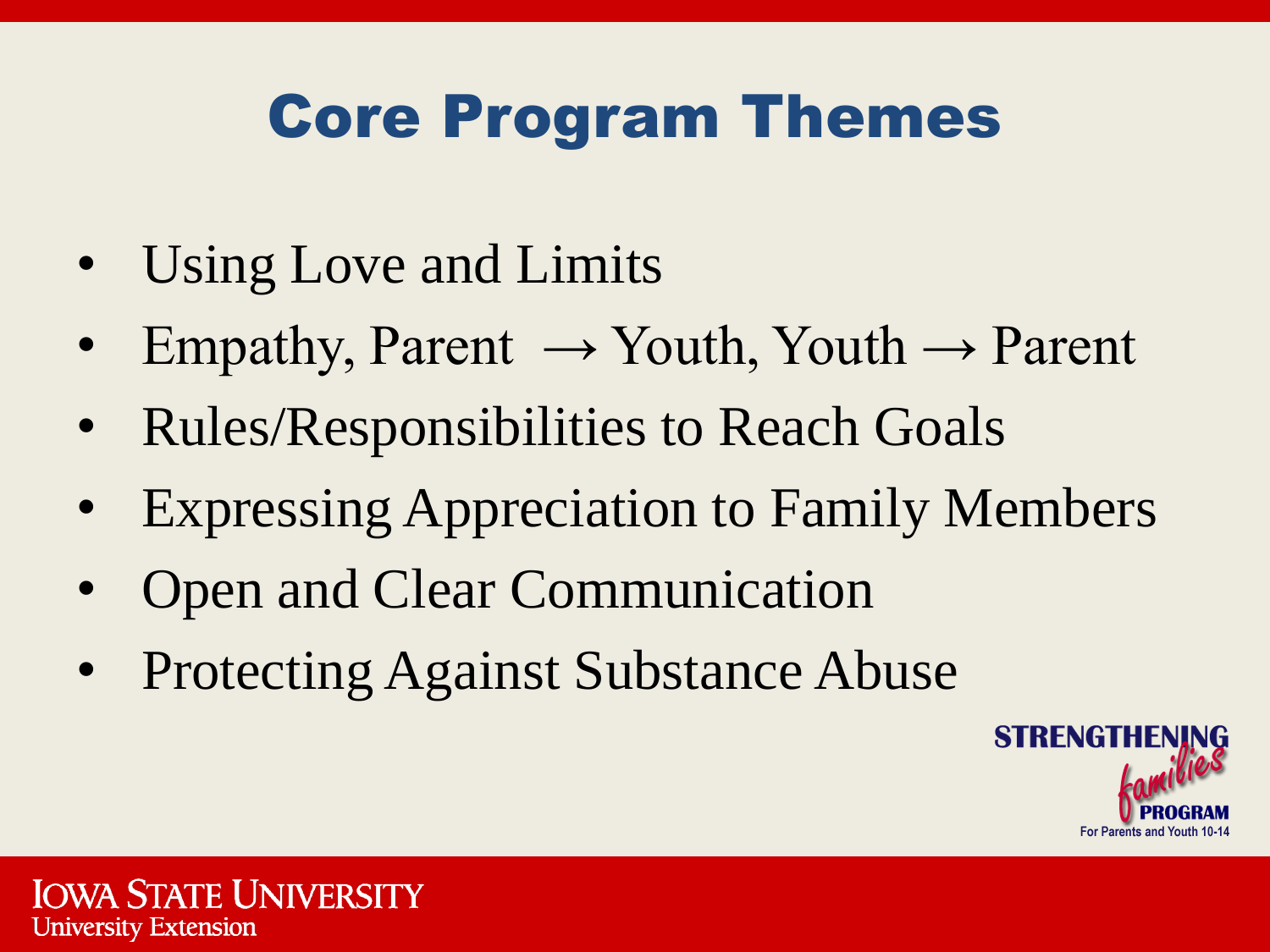# Core Program Themes

- Using Love and Limits
- Empathy, Parent → Youth, Youth → Parent
- Rules/Responsibilities to Reach Goals
- Expressing Appreciation to Family Members
- Open and Clear Communication
- Protecting Against Substance Abuse

STRENGTHENING *families* PROGRAM
For Parents and Youth 10-14

IOWA STATE UNIVERSITY
University Extension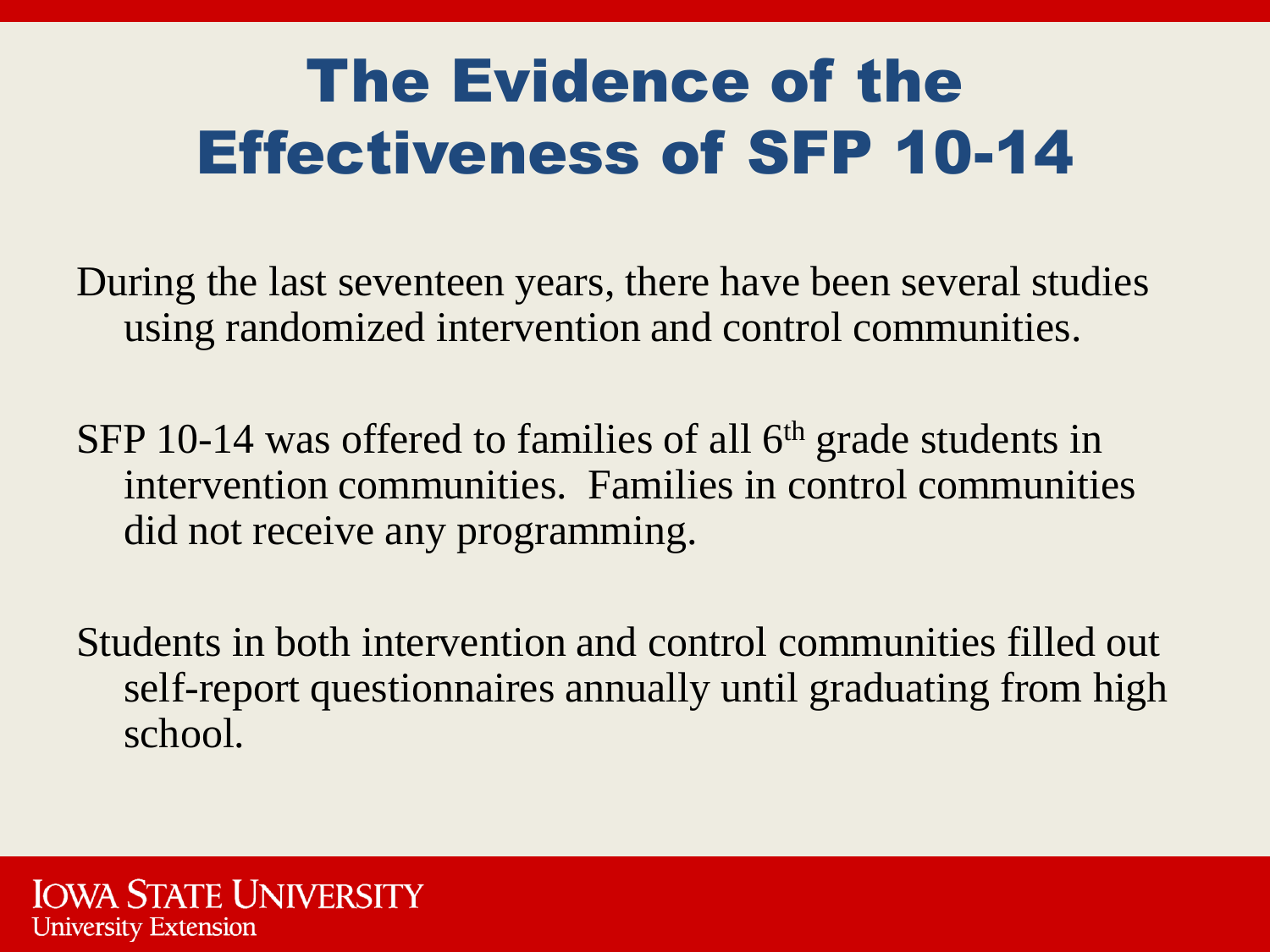# The Evidence of the Effectiveness of SFP 10-14

During the last seventeen years, there have been several studies using randomized intervention and control communities.

SFP 10-14 was offered to families of all 6th grade students in intervention communities. Families in control communities did not receive any programming.

Students in both intervention and control communities filled out self-report questionnaires annually until graduating from high school.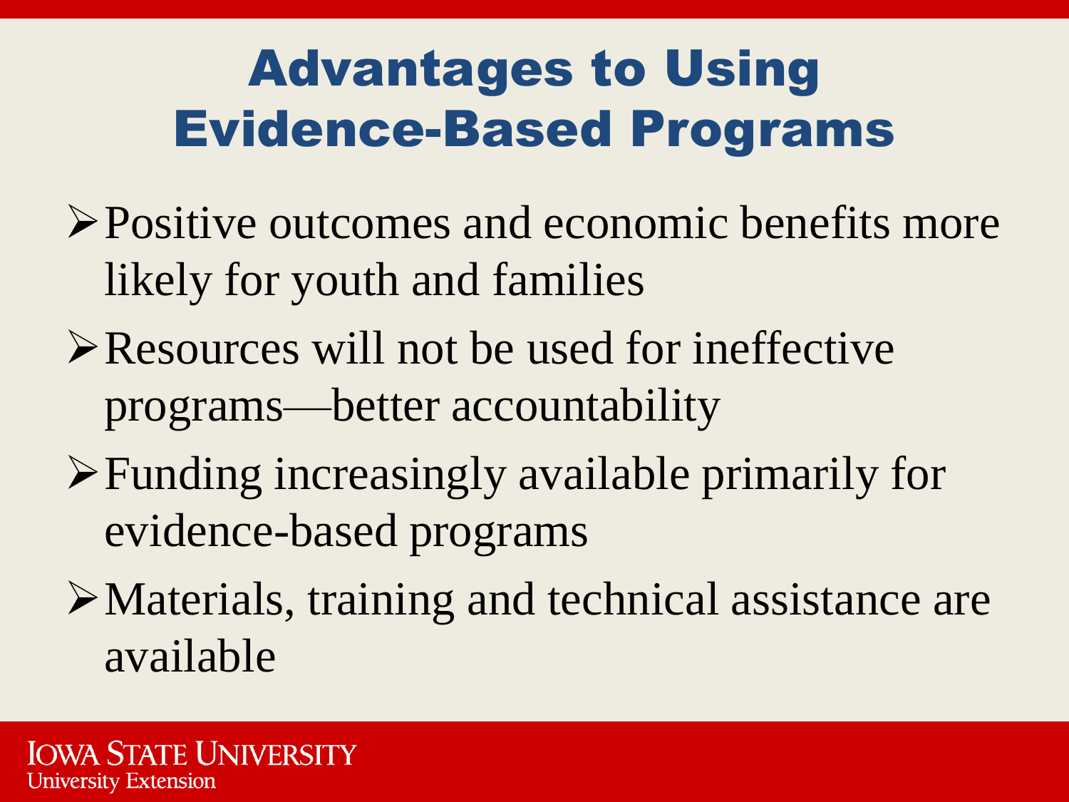# Advantages to Using Evidence-Based Programs

- Positive outcomes and economic benefits more likely for youth and families
- Resources will not be used for ineffective programs—better accountability
- Funding increasingly available primarily for evidence-based programs
- Materials, training and technical assistance are available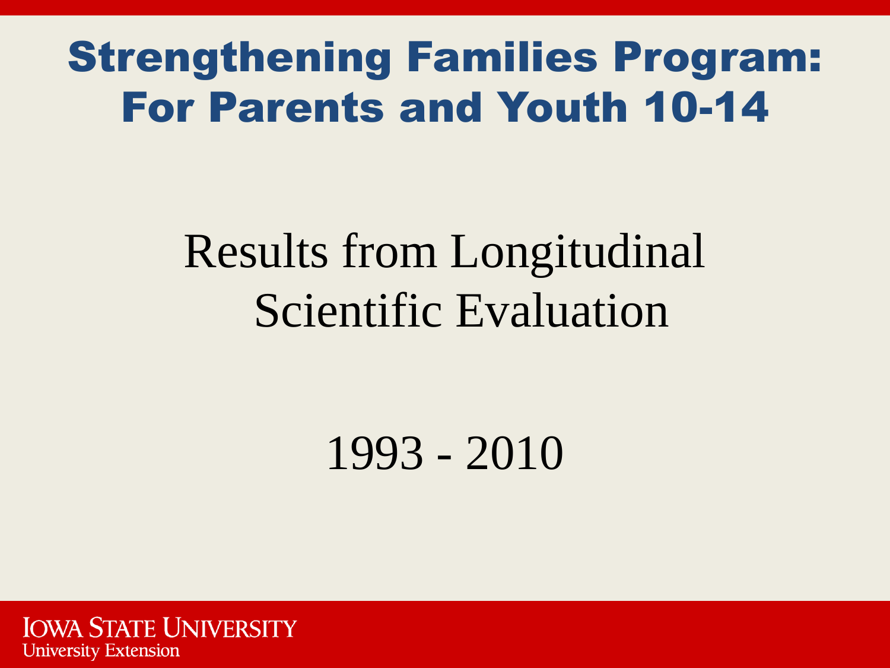# Strengthening Families Program: For Parents and Youth 10-14

Results from Longitudinal Scientific Evaluation

1993 - 2010

IOWA STATE UNIVERSITY
University Extension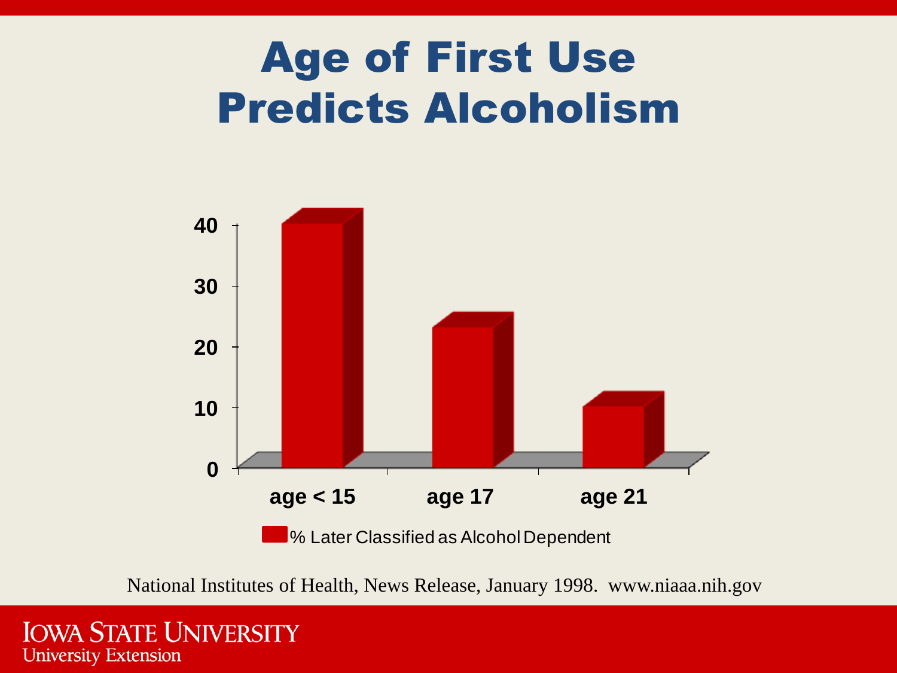# Age of First Use Predicts Alcoholism

| | % Later Classified as Alcohol Dependent |
|---|---|
| age < 15 | 40 |
| age 17 | 23 |
| age 21 | 10 |

National Institutes of Health, News Release, January 1998. www.niaaa.nih.gov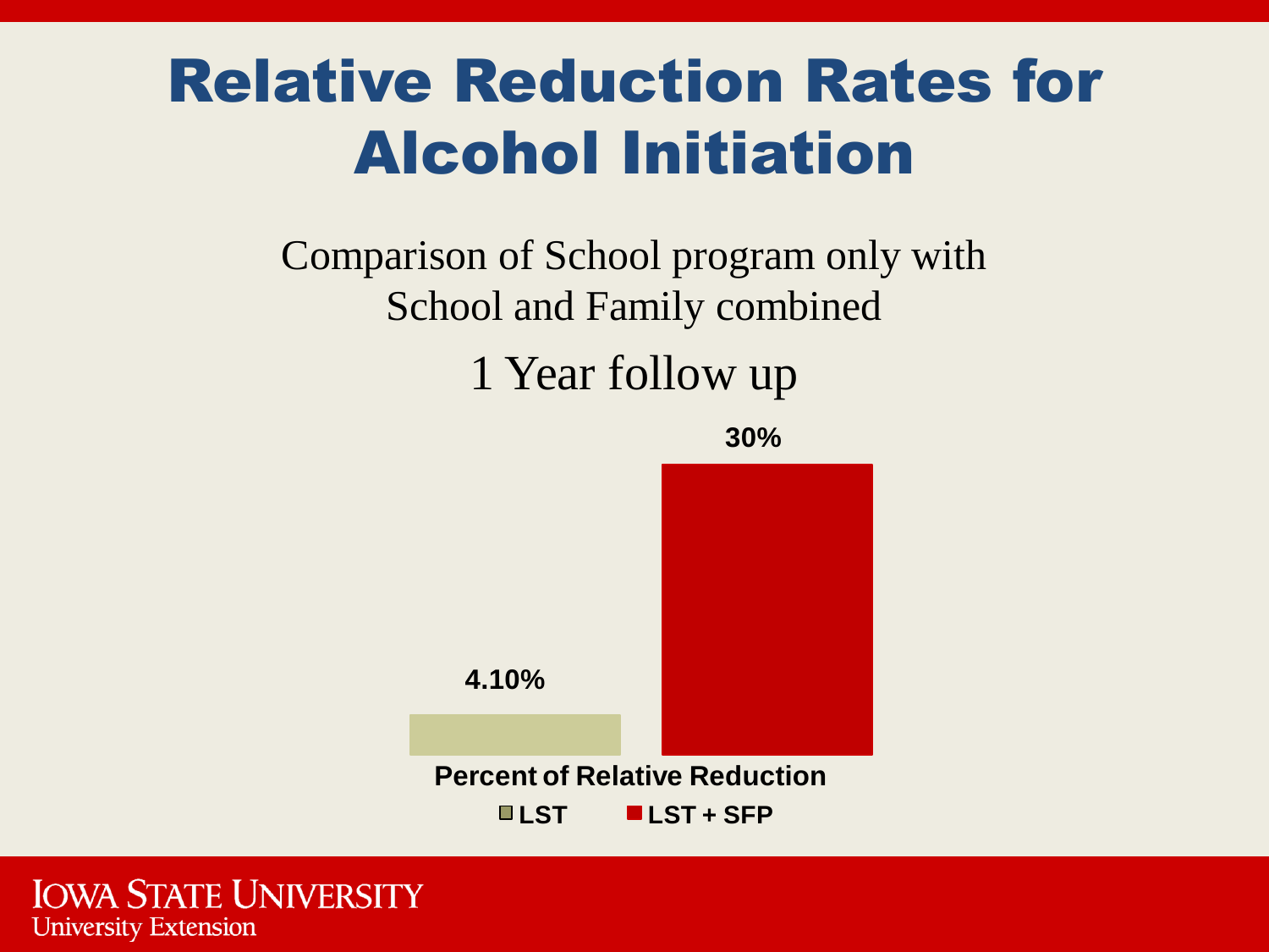# Relative Reduction Rates for Alcohol Initiation

Comparison of School program only with School and Family combined

1 Year follow up

**30%**

**4.10%**

**Percent of Relative Reduction**

**LST** **LST + SFP**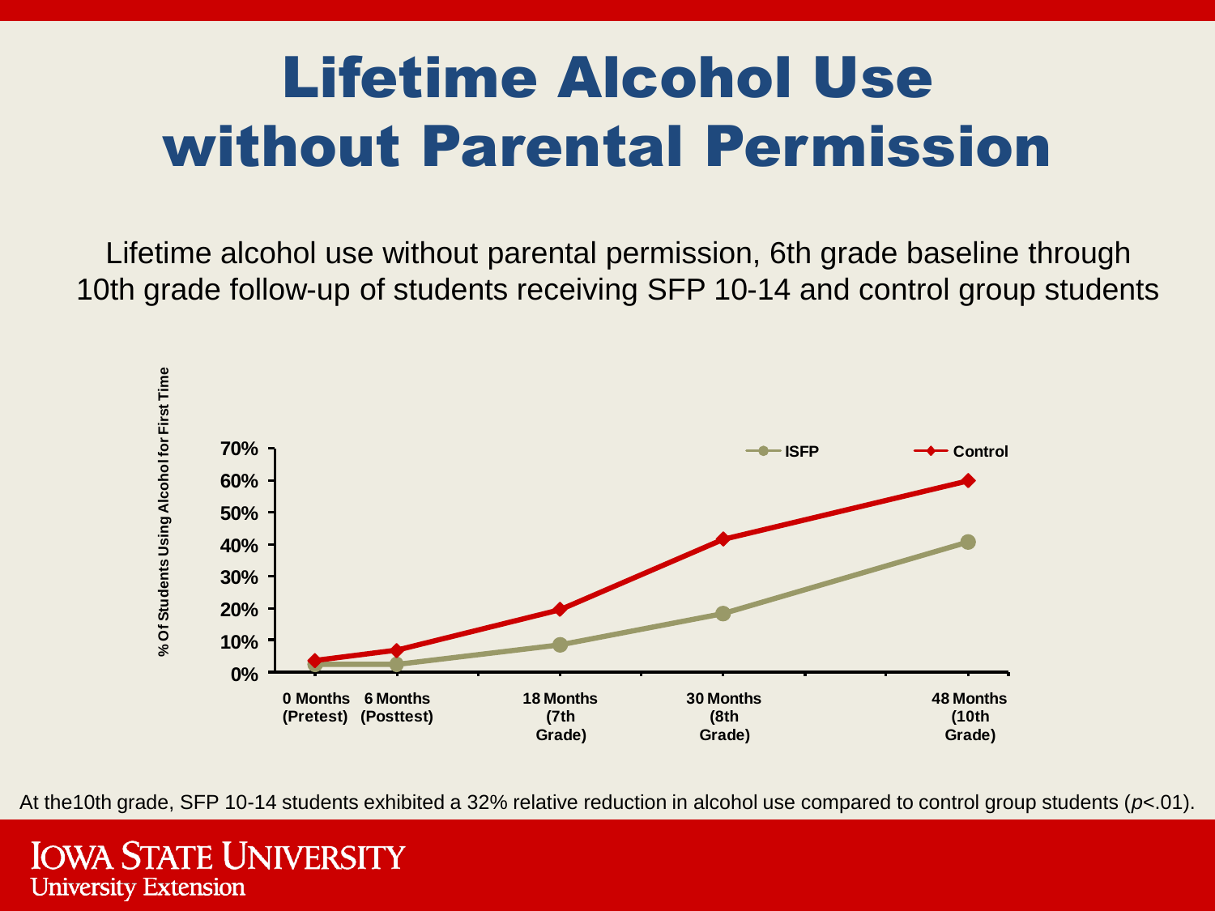# Lifetime Alcohol Use without Parental Permission

Lifetime alcohol use without parental permission, 6th grade baseline through 10th grade follow-up of students receiving SFP 10-14 and control group students

% Of Students Using Alcohol for First Time

70%
60%
50%
40%
30%
20%
10%
0%

ISFP — Control

0 Months (Pretest) | 6 Months (Posttest) | 18 Months (7th Grade) | 30 Months (8th Grade) | 48 Months (10th Grade)

At the10th grade, SFP 10-14 students exhibited a 32% relative reduction in alcohol use compared to control group students (*p*<.01).

IOWA STATE UNIVERSITY
University Extension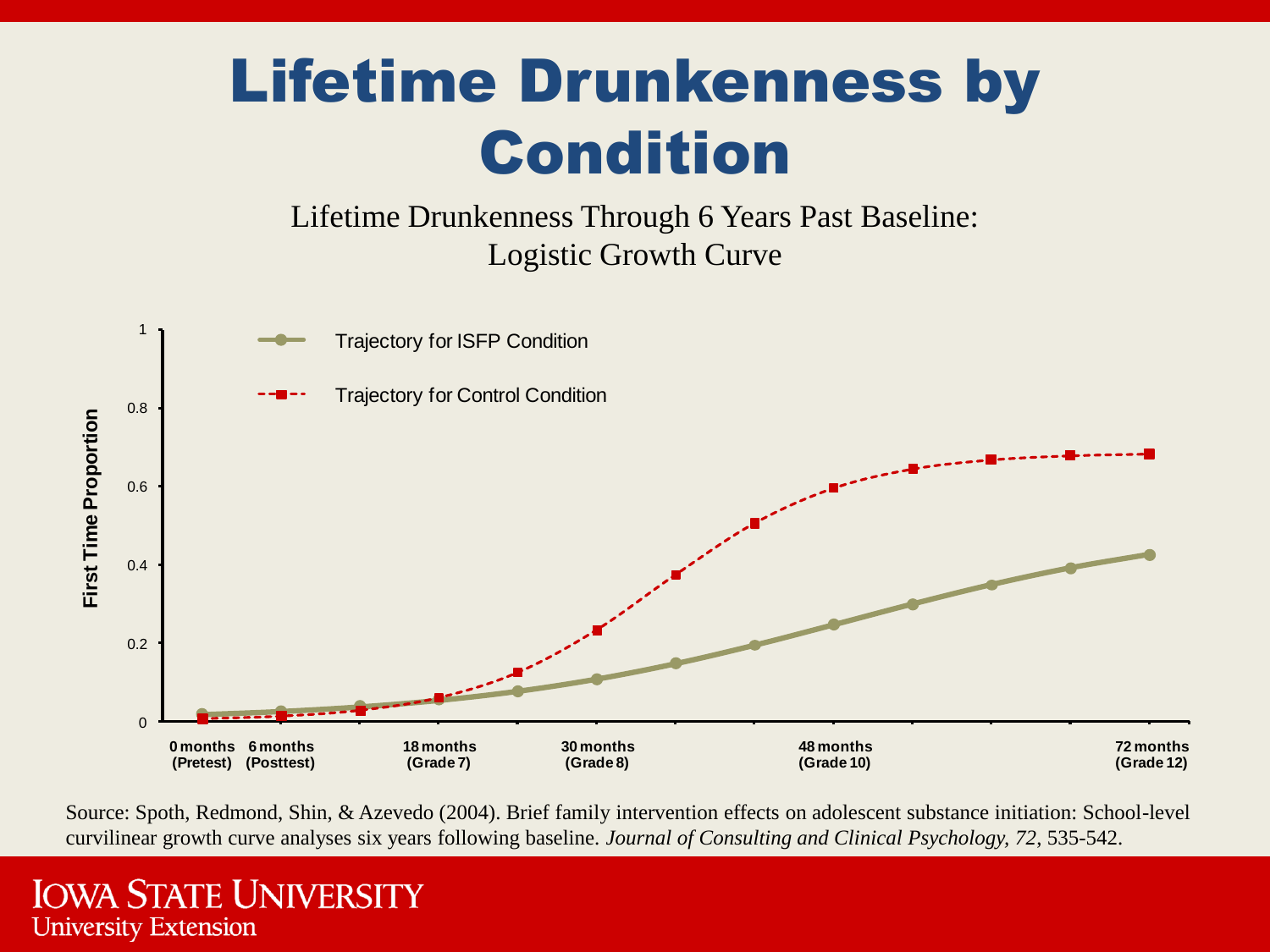# Lifetime Drunkenness by Condition

Lifetime Drunkenness Through 6 Years Past Baseline: Logistic Growth Curve

First Time Proportion

1

0.8

0.6

0.4

0.2

0

Trajectory for ISFP Condition

Trajectory for Control Condition

0 months (Pretest) | 6 months (Posttest) | 18 months (Grade 7) | 30 months (Grade 8) | 48 months (Grade 10) | 72 months (Grade 12)

Source: Spoth, Redmond, Shin, & Azevedo (2004). Brief family intervention effects on adolescent substance initiation: School-level curvilinear growth curve analyses six years following baseline. *Journal of Consulting and Clinical Psychology, 72,* 535-542.

IOWA STATE UNIVERSITY
University Extension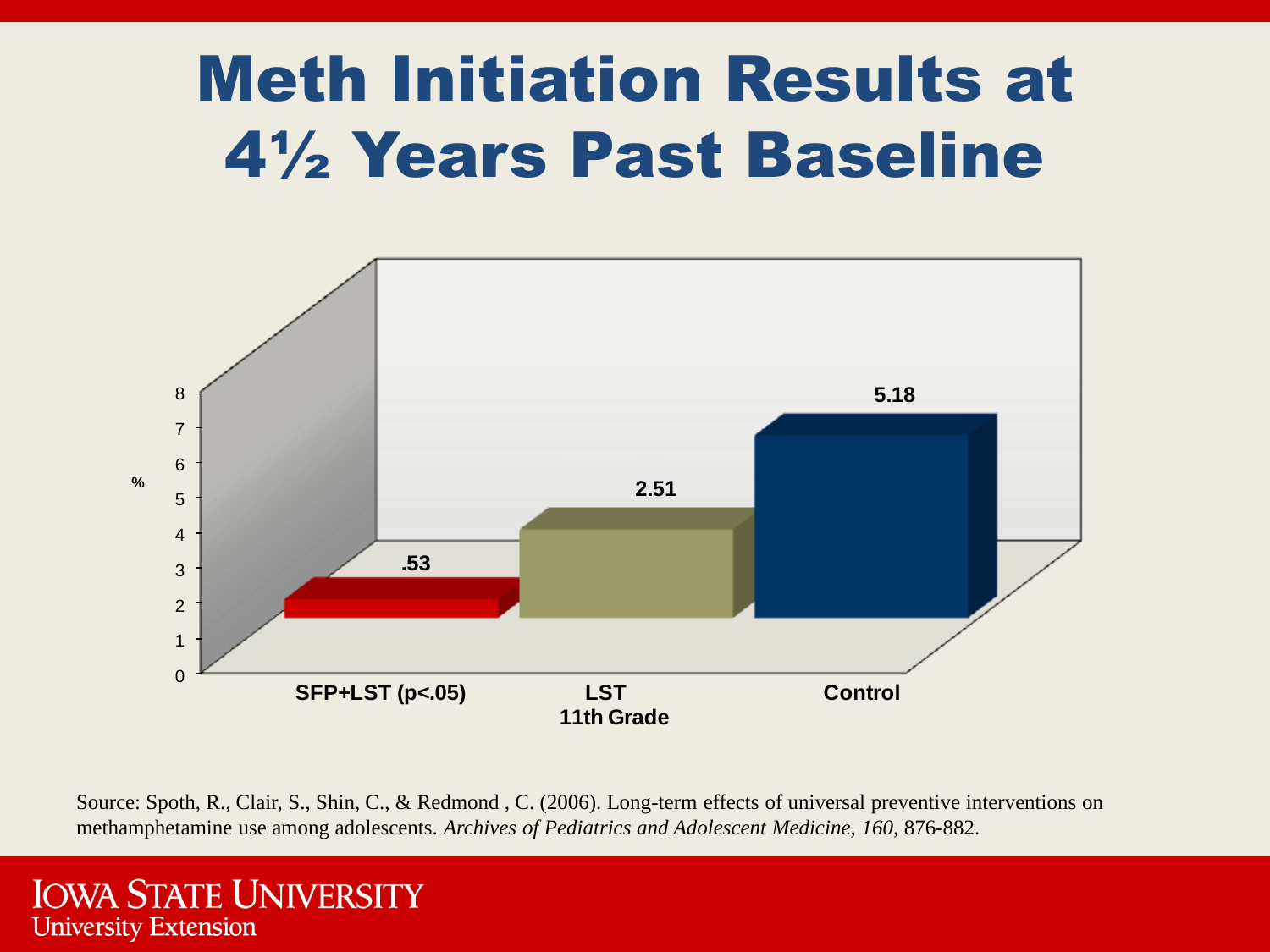# Meth Initiation Results at 4½ Years Past Baseline

| Group | % |
|---|---|
| SFP+LST (p<.05) | .53 |
| LST 11th Grade | 2.51 |
| Control | 5.18 |

Source: Spoth, R., Clair, S., Shin, C., & Redmond , C. (2006). Long-term effects of universal preventive interventions on methamphetamine use among adolescents. *Archives of Pediatrics and Adolescent Medicine, 160,* 876-882.

IOWA STATE UNIVERSITY
University Extension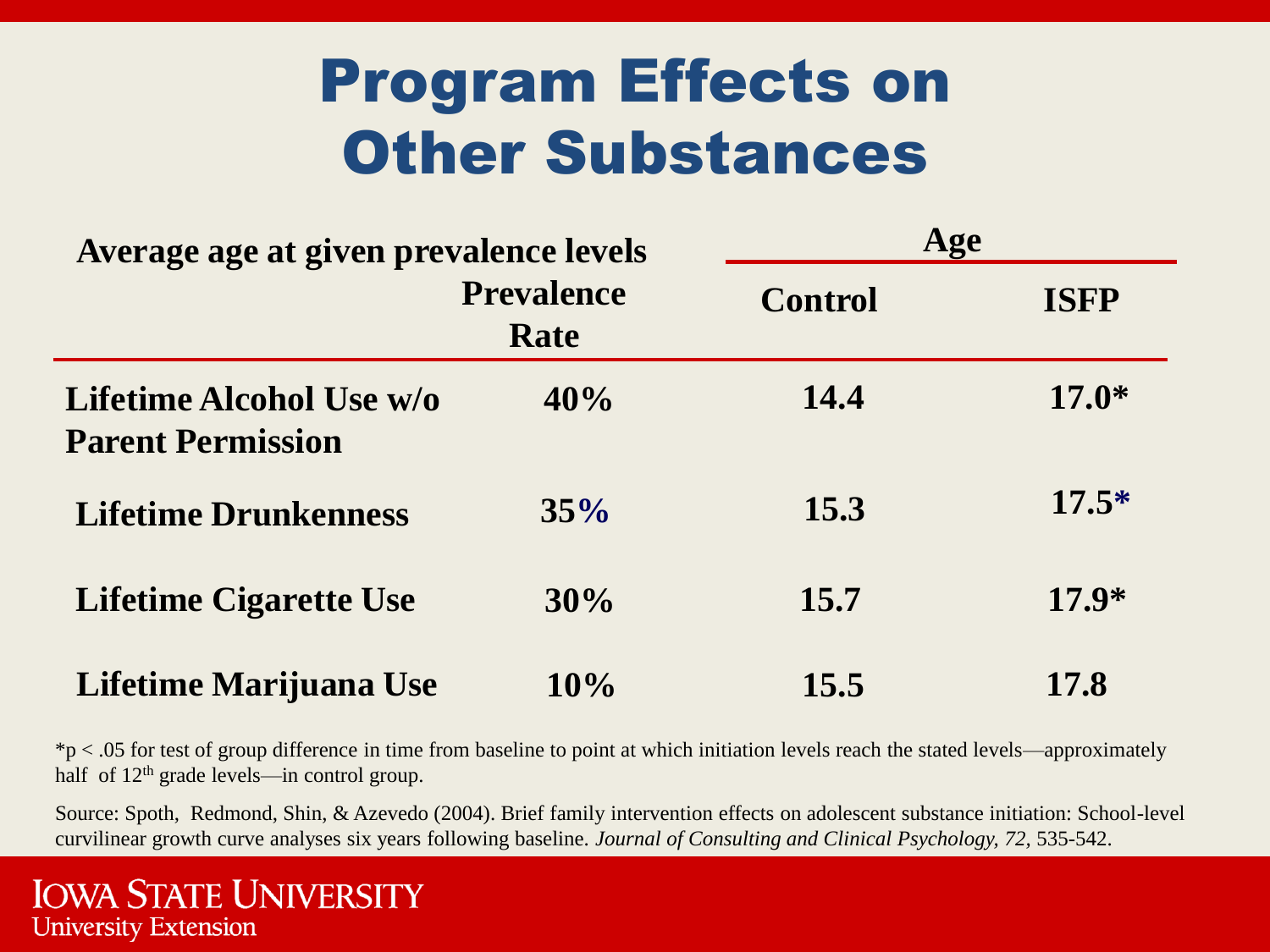# Program Effects on Other Substances

| Average age at given prevalence levels | Prevalence Rate | Age | |
|---|---|---|---|
| | | Control | ISFP |
| Lifetime Alcohol Use w/o Parent Permission | 40% | 14.4 | 17.0* |
| Lifetime Drunkenness | 35% | 15.3 | 17.5* |
| Lifetime Cigarette Use | 30% | 15.7 | 17.9* |
| Lifetime Marijuana Use | 10% | 15.5 | 17.8 |

*$p < .05$ for test of group difference in time from baseline to point at which initiation levels reach the stated levels—approximately half of 12th grade levels—in control group.

Source: Spoth, Redmond, Shin, & Azevedo (2004). Brief family intervention effects on adolescent substance initiation: School-level curvilinear growth curve analyses six years following baseline. *Journal of Consulting and Clinical Psychology, 72,* 535-542.

Iowa State University
University Extension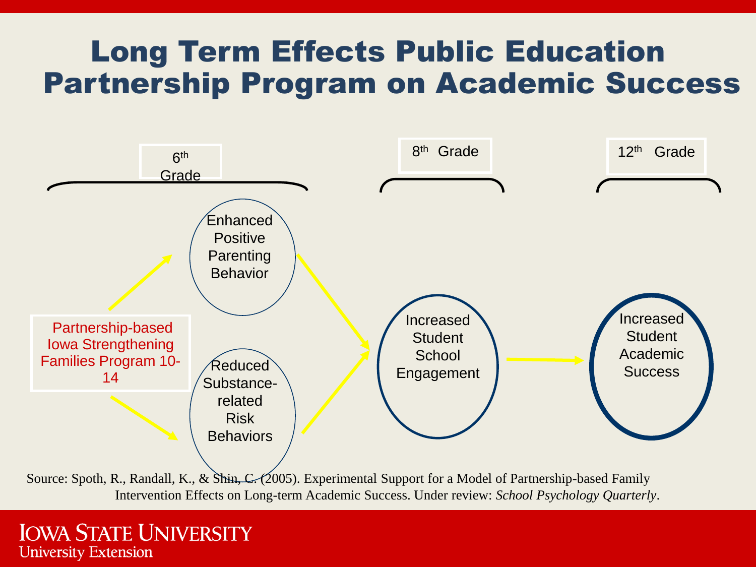# Long Term Effects Public Education Partnership Program on Academic Success

6th Grade

8th Grade

12th Grade

Partnership-based Iowa Strengthening Families Program 10-14

Enhanced Positive Parenting Behavior

Reduced Substance-related Risk Behaviors

Increased Student School Engagement

Increased Student Academic Success

Source: Spoth, R., Randall, K., & Shin, C. (2005). Experimental Support for a Model of Partnership-based Family Intervention Effects on Long-term Academic Success. Under review: *School Psychology Quarterly*.

IOWA STATE UNIVERSITY
University Extension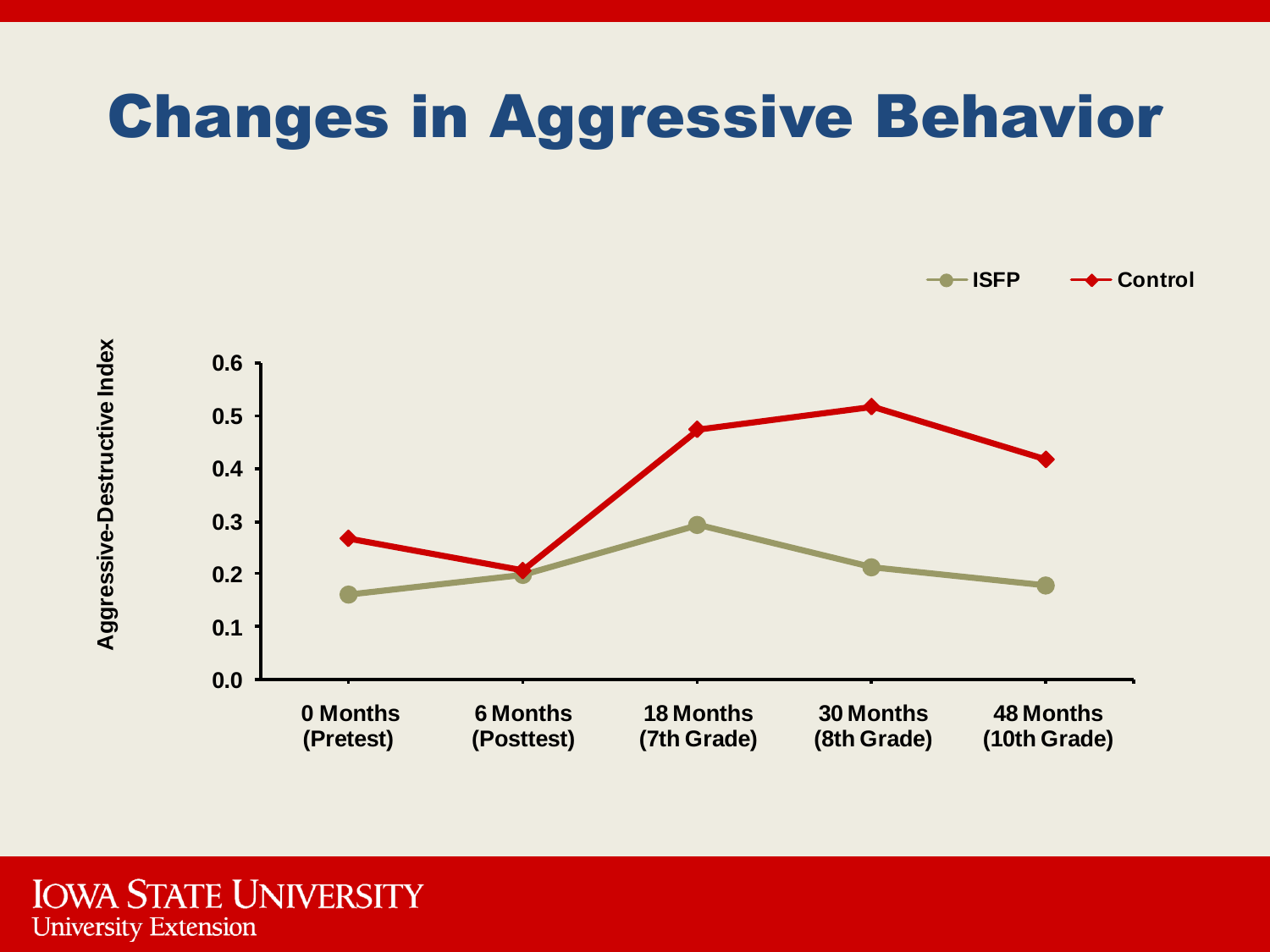# Changes in Aggressive Behavior

ISFP — Control

Aggressive-Destructive Index

0.6
0.5
0.4
0.3
0.2
0.1
0.0

0 Months (Pretest) | 6 Months (Posttest) | 18 Months (7th Grade) | 30 Months (8th Grade) | 48 Months (10th Grade)

IOWA STATE UNIVERSITY
University Extension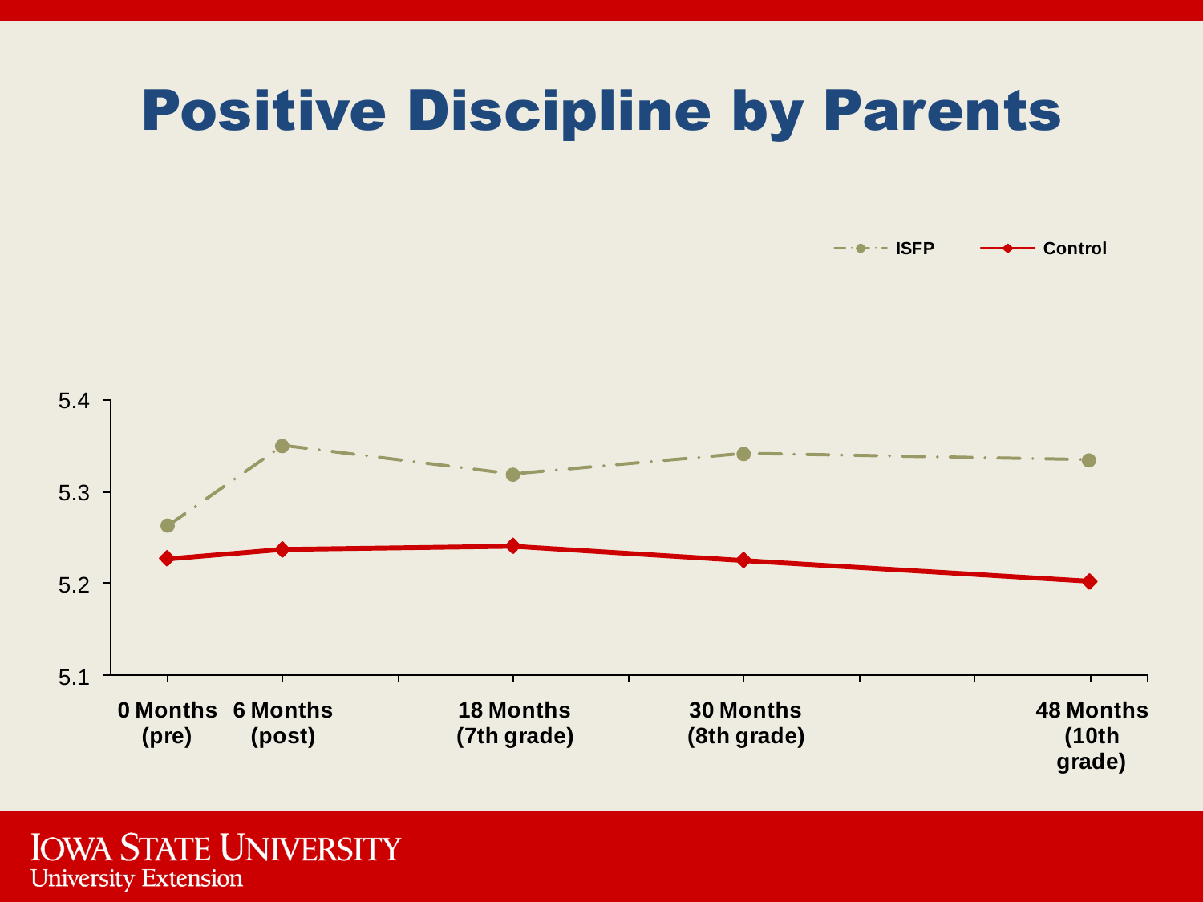# Positive Discipline by Parents

ISFP — Control

5.4
5.3
5.2
5.1

0 Months (pre) | 6 Months (post) | 18 Months (7th grade) | 30 Months (8th grade) | 48 Months (10th grade)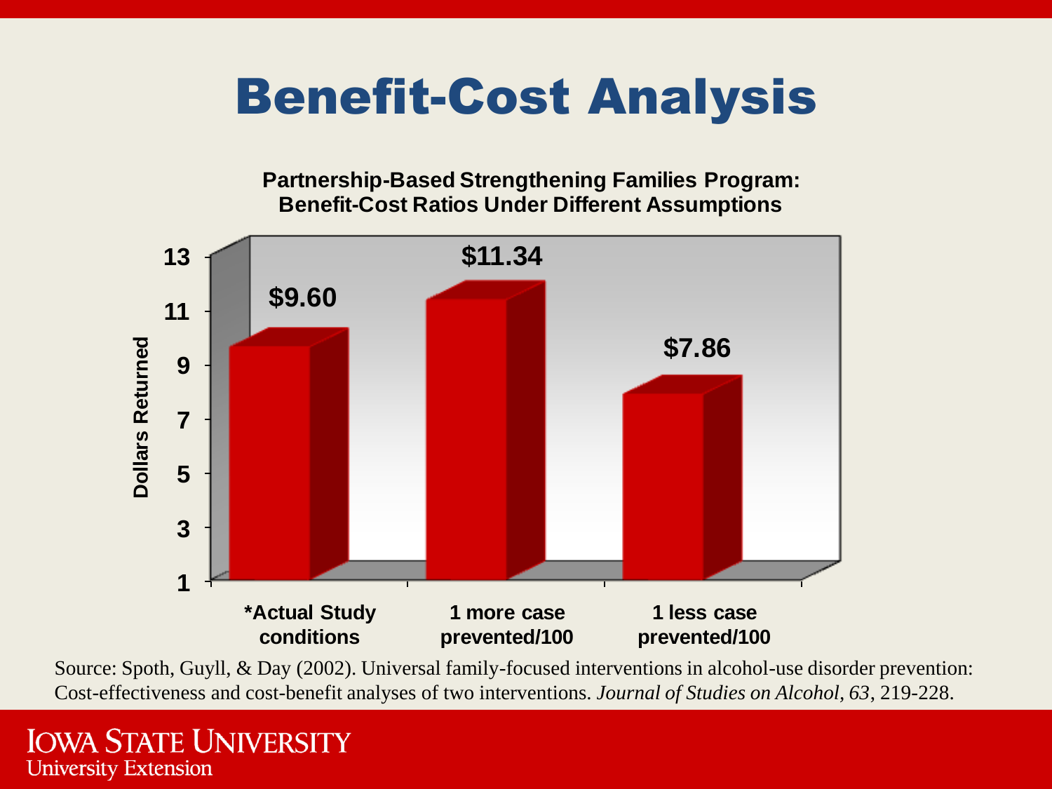# Benefit-Cost Analysis

**Partnership-Based Strengthening Families Program: Benefit-Cost Ratios Under Different Assumptions**

| Condition | Dollars Returned |
| --- | --- |
| *Actual Study conditions | $9.60 |
| 1 more case prevented/100 | $11.34 |
| 1 less case prevented/100 | $7.86 |

Source: Spoth, Guyll, & Day (2002). Universal family-focused interventions in alcohol-use disorder prevention: Cost-effectiveness and cost-benefit analyses of two interventions. *Journal of Studies on Alcohol, 63*, 219-228.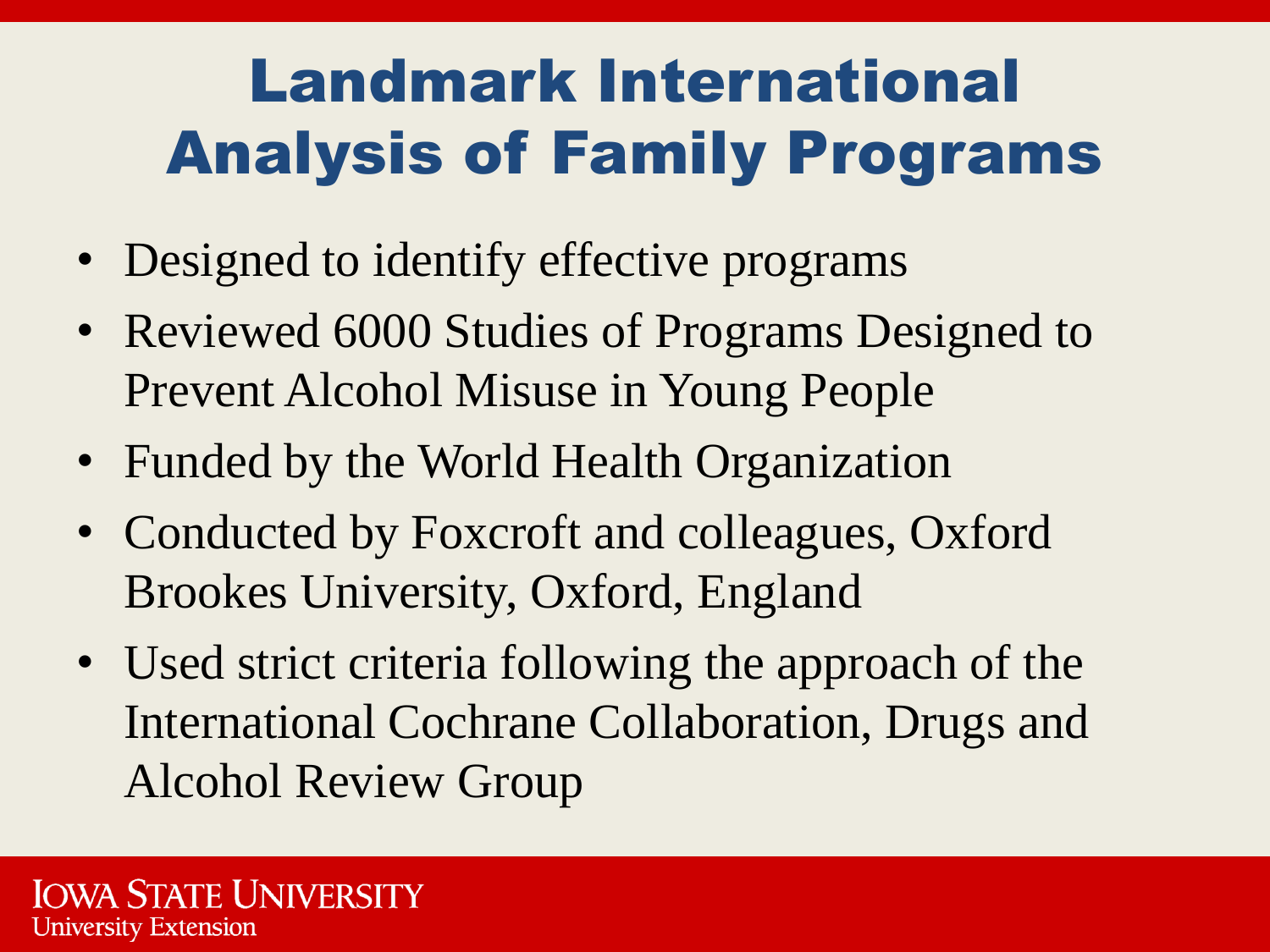# Landmark International Analysis of Family Programs

- Designed to identify effective programs
- Reviewed 6000 Studies of Programs Designed to Prevent Alcohol Misuse in Young People
- Funded by the World Health Organization
- Conducted by Foxcroft and colleagues, Oxford Brookes University, Oxford, England
- Used strict criteria following the approach of the International Cochrane Collaboration, Drugs and Alcohol Review Group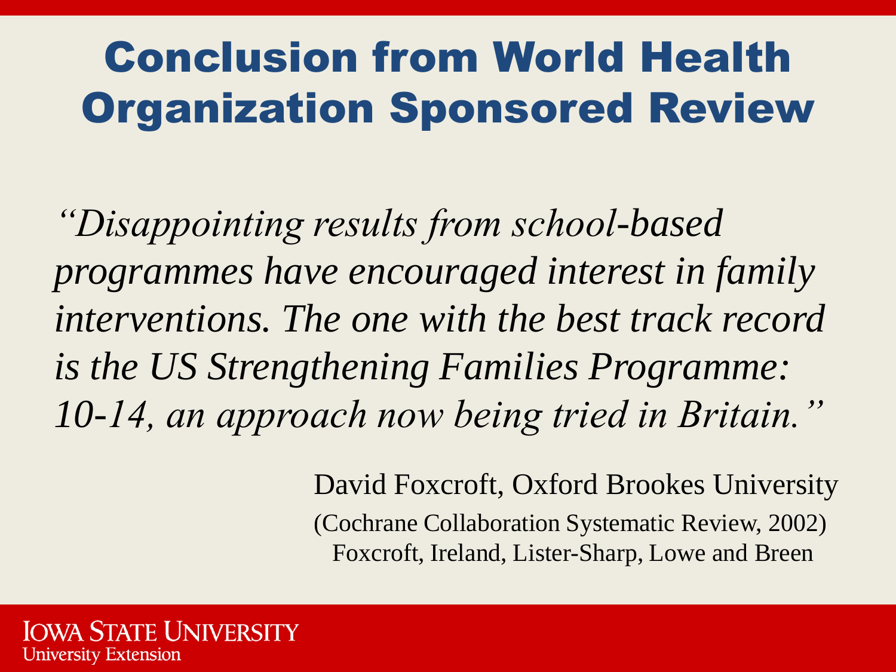# Conclusion from World Health Organization Sponsored Review

*"Disappointing results from school-based programmes have encouraged interest in family interventions. The one with the best track record is the US Strengthening Families Programme: 10-14, an approach now being tried in Britain."*

David Foxcroft, Oxford Brookes University

(Cochrane Collaboration Systematic Review, 2002)
Foxcroft, Ireland, Lister-Sharp, Lowe and Breen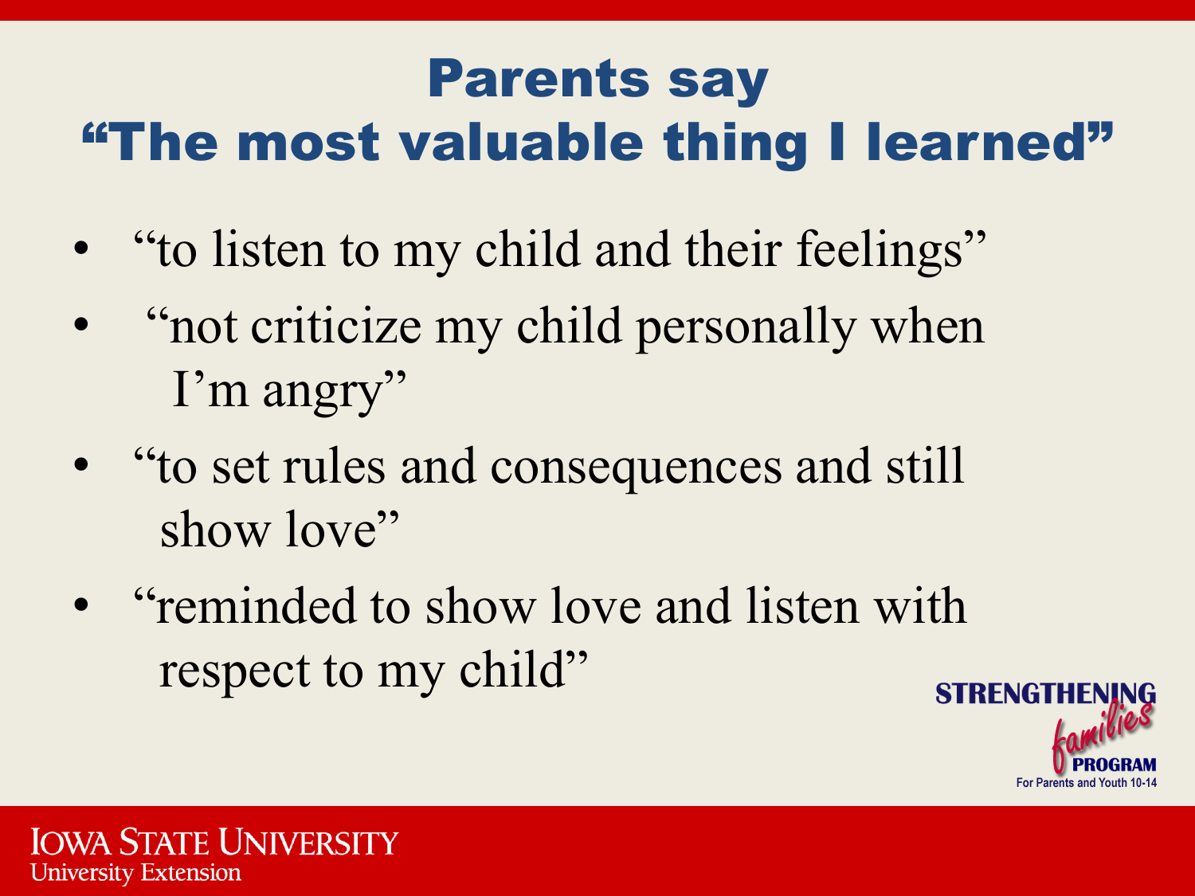# Parents say
# "The most valuable thing I learned"

- "to listen to my child and their feelings"
- "not criticize my child personally when I'm angry"
- "to set rules and consequences and still show love"
- "reminded to show love and listen with respect to my child"

STRENGTHENING *families* PROGRAM
For Parents and Youth 10-14

IOWA STATE UNIVERSITY
University Extension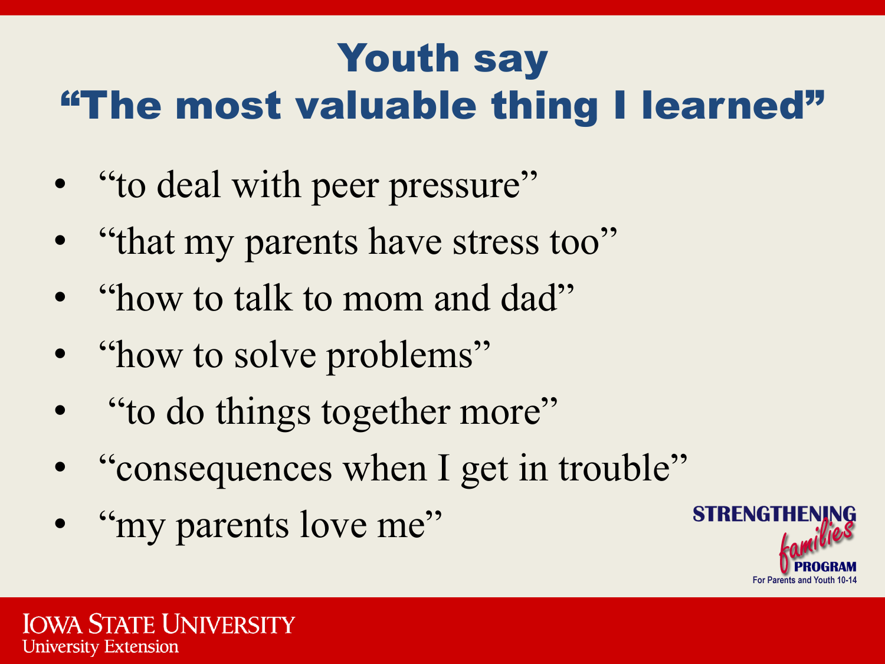# Youth say "The most valuable thing I learned"

- "to deal with peer pressure"
- "that my parents have stress too"
- "how to talk to mom and dad"
- "how to solve problems"
- "to do things together more"
- "consequences when I get in trouble"
- "my parents love me"

STRENGTHENING *families* PROGRAM
For Parents and Youth 10-14

IOWA STATE UNIVERSITY
University Extension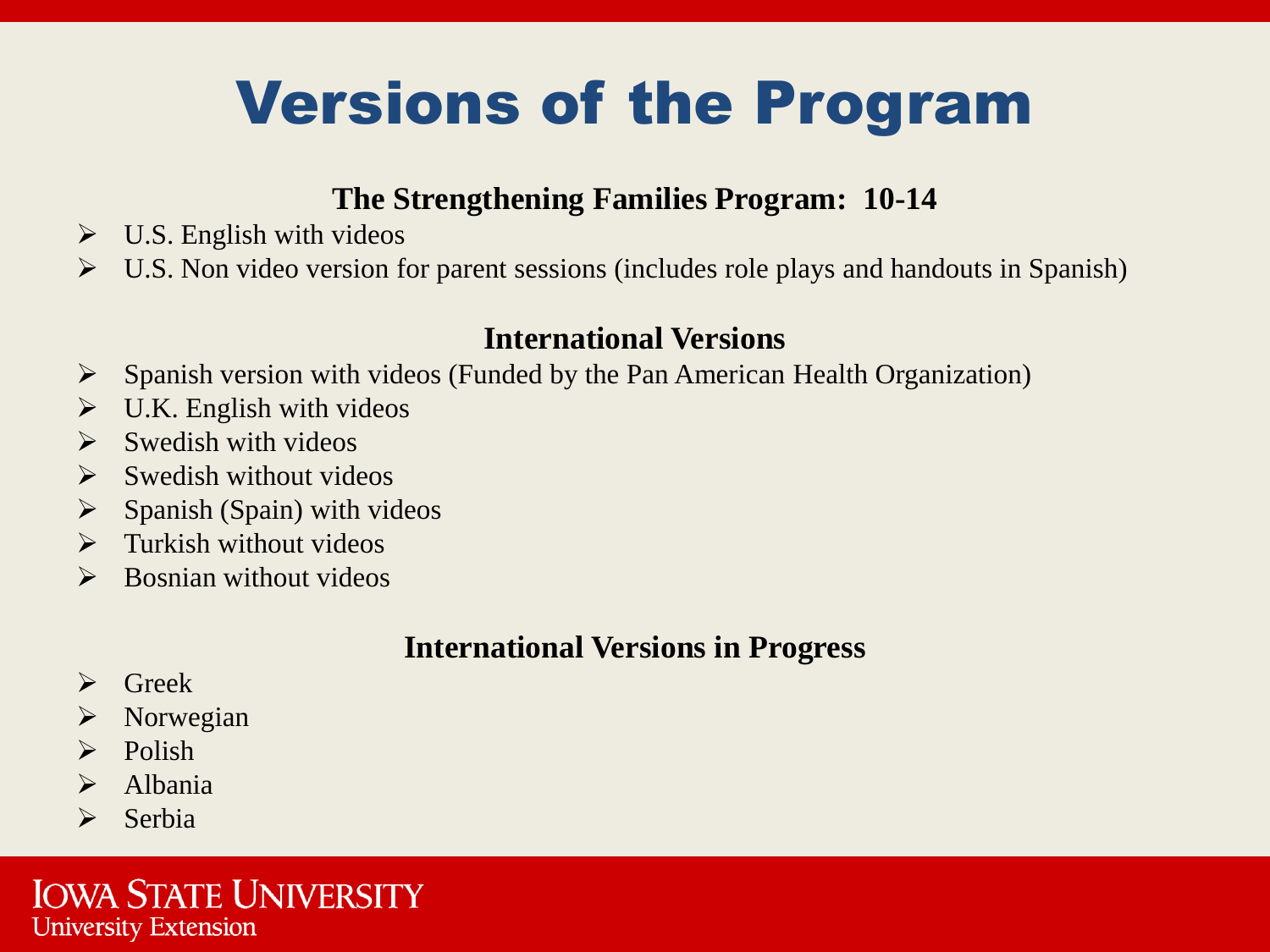# Versions of the Program

**The Strengthening Families Program: 10-14**

- U.S. English with videos
- U.S. Non video version for parent sessions (includes role plays and handouts in Spanish)

**International Versions**

- Spanish version with videos (Funded by the Pan American Health Organization)
- U.K. English with videos
- Swedish with videos
- Swedish without videos
- Spanish (Spain) with videos
- Turkish without videos
- Bosnian without videos

**International Versions in Progress**

- Greek
- Norwegian
- Polish
- Albania
- Serbia

IOWA STATE UNIVERSITY
University Extension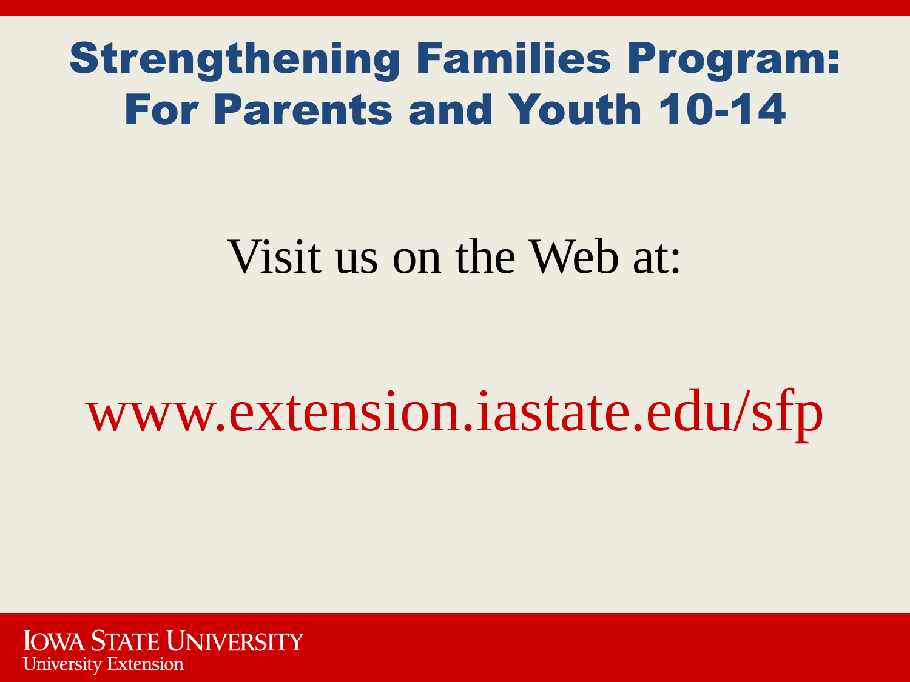# Strengthening Families Program: For Parents and Youth 10-14

Visit us on the Web at:

www.extension.iastate.edu/sfp

IOWA STATE UNIVERSITY
University Extension